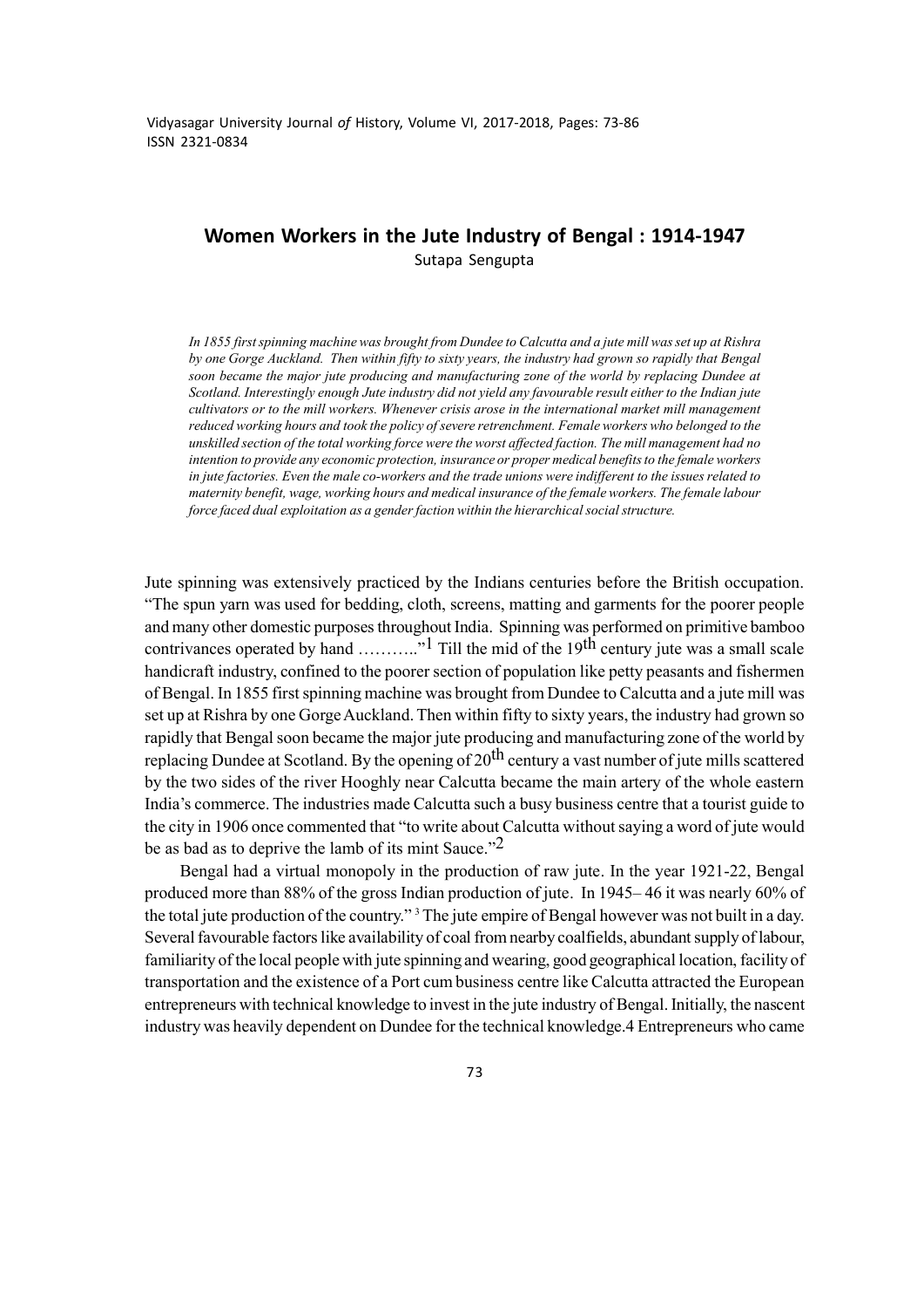# Women Workers in the Jute Industry of Bengal : 1914-1947

Sutapa Sengupta

*In 1855 first spinning machine was brought from Dundee to Calcutta and a jute mill was set up at Rishra by one Gorge Auckland. Then within fifty to sixty years, the industry had grown so rapidly that Bengal soon became the major jute producing and manufacturing zone of the world by replacing Dundee at Scotland. Interestingly enough Jute industry did not yield any favourable result either to the Indian jute cultivators or to the mill workers. Whenever crisis arose in the international market mill management reduced working hours and took the policy of severe retrenchment. Female workers who belonged to the unskilled section of the total working force were the worst affected faction. The mill management had no intention to provide any economic protection, insurance or proper medical benefits to the female workers in jute factories. Even the male co-workers and the trade unions were indifferent to the issues related to maternity benefit, wage, working hours and medical insurance of the female workers. The female labour force faced dual exploitation as a gender faction within the hierarchical social structure.*

Jute spinning was extensively practiced by the Indians centuries before the British occupation. "The spun yarn was used for bedding, cloth, screens, matting and garments for the poorer people and many other domestic purposes throughout India. Spinning was performed on primitive bamboo contrivances operated by hand ………."[1] Till the mid of the 19th century jute was a small scale handicraft industry, confined to the poorer section of population like petty peasants and fishermen of Bengal. In 1855 first spinning machine was brought from Dundee to Calcutta and a jute mill was set up at Rishra by one Gorge Auckland. Then within fifty to sixty years, the industry had grown so rapidly that Bengal soon became the major jute producing and manufacturing zone of the world by replacing Dundee at Scotland. By the opening of 20th century a vast number of jute mills scattered by the two sides of the river Hooghly near Calcutta became the main artery of the whole eastern India's commerce. The industries made Calcutta such a busy business centre that a tourist guide to the city in 1906 once commented that "to write about Calcutta without saying a word of jute would be as bad as to deprive the lamb of its mint Sauce."[2]

Bengal had a virtual monopoly in the production of raw jute. In the year 1921-22, Bengal produced more than 88% of the gross Indian production of jute. In 1945– 46 it was nearly 60% of the total jute production of the country."[3] The jute empire of Bengal however was not built in a day. Several favourable factors like availability of coal from nearby coalfields, abundant supply of labour, familiarity of the local people with jute spinning and wearing, good geographical location, facility of transportation and the existence of a Port cum business centre like Calcutta attracted the European entrepreneurs with technical knowledge to invest in the jute industry of Bengal. Initially, the nascent industry was heavily dependent on Dundee for the technical knowledge.4 Entrepreneurs who came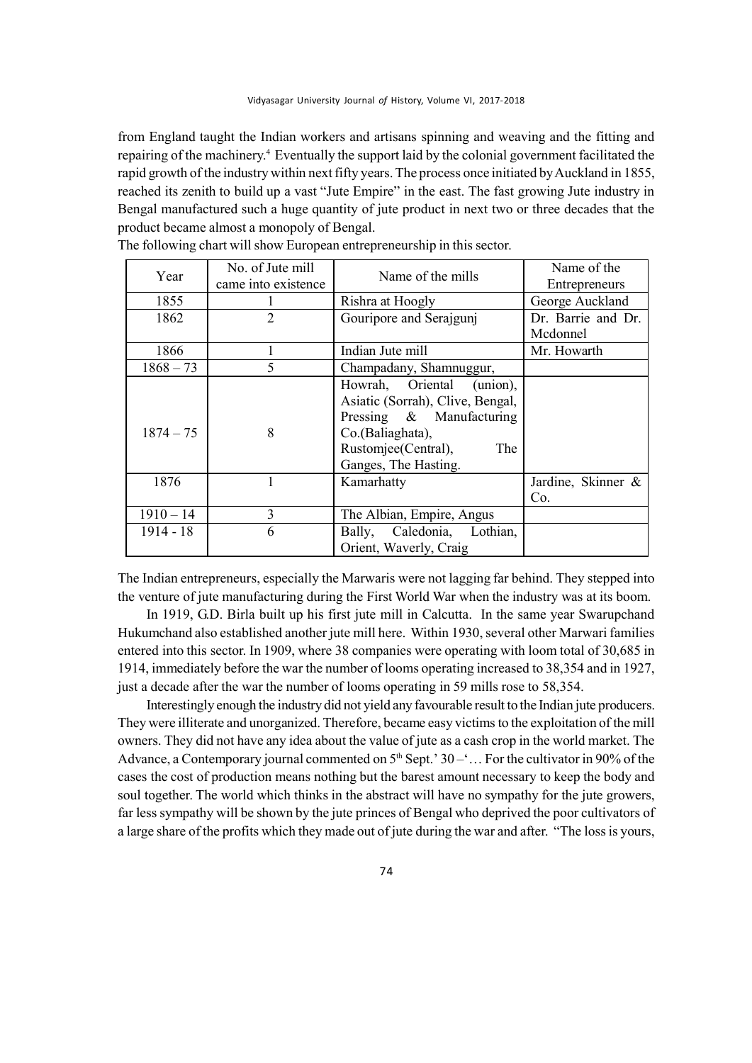from England taught the Indian workers and artisans spinning and weaving and the fitting and repairing of the machinery.[4] Eventually the support laid by the colonial government facilitated the rapid growth of the industry within next fifty years. The process once initiated by Auckland in 1855, reached its zenith to build up a vast "Jute Empire" in the east. The fast growing Jute industry in Bengal manufactured such a huge quantity of jute product in next two or three decades that the product became almost a monopoly of Bengal.

The following chart will show European entrepreneurship in this sector.

| Year | No. of Jute mill came into existence | Name of the mills | Name of the Entrepreneurs |
|---|---|---|---|
| 1855 | 1 | Rishra at Hoogly | George Auckland |
| 1862 | 2 | Gouripore and Serajgunj | Dr. Barrie and Dr. Mcdonnel |
| 1866 | 1 | Indian Jute mill | Mr. Howarth |
| 1868 – 73 | 5 | Champadany, Shamnuggur, | |
| 1874 – 75 | 8 | Howrah, Oriental (union), Asiatic (Sorrah), Clive, Bengal, Pressing & Manufacturing Co.(Baliaghata), Rustomjee(Central), The Ganges, The Hasting. | |
| 1876 | 1 | Kamarhatty | Jardine, Skinner & Co. |
| 1910 – 14 | 3 | The Albian, Empire, Angus | |
| 1914 - 18 | 6 | Bally, Caledonia, Lothian, Orient, Waverly, Craig | |

The Indian entrepreneurs, especially the Marwaris were not lagging far behind. They stepped into the venture of jute manufacturing during the First World War when the industry was at its boom.

In 1919, G.D. Birla built up his first jute mill in Calcutta. In the same year Swarupchand Hukumchand also established another jute mill here. Within 1930, several other Marwari families entered into this sector. In 1909, where 38 companies were operating with loom total of 30,685 in 1914, immediately before the war the number of looms operating increased to 38,354 and in 1927, just a decade after the war the number of looms operating in 59 mills rose to 58,354.

Interestingly enough the industry did not yield any favourable result to the Indian jute producers. They were illiterate and unorganized. Therefore, became easy victims to the exploitation of the mill owners. They did not have any idea about the value of jute as a cash crop in the world market. The Advance, a Contemporary journal commented on 5th Sept.' 30 –'… For the cultivator in 90% of the cases the cost of production means nothing but the barest amount necessary to keep the body and soul together. The world which thinks in the abstract will have no sympathy for the jute growers, far less sympathy will be shown by the jute princes of Bengal who deprived the poor cultivators of a large share of the profits which they made out of jute during the war and after. "The loss is yours,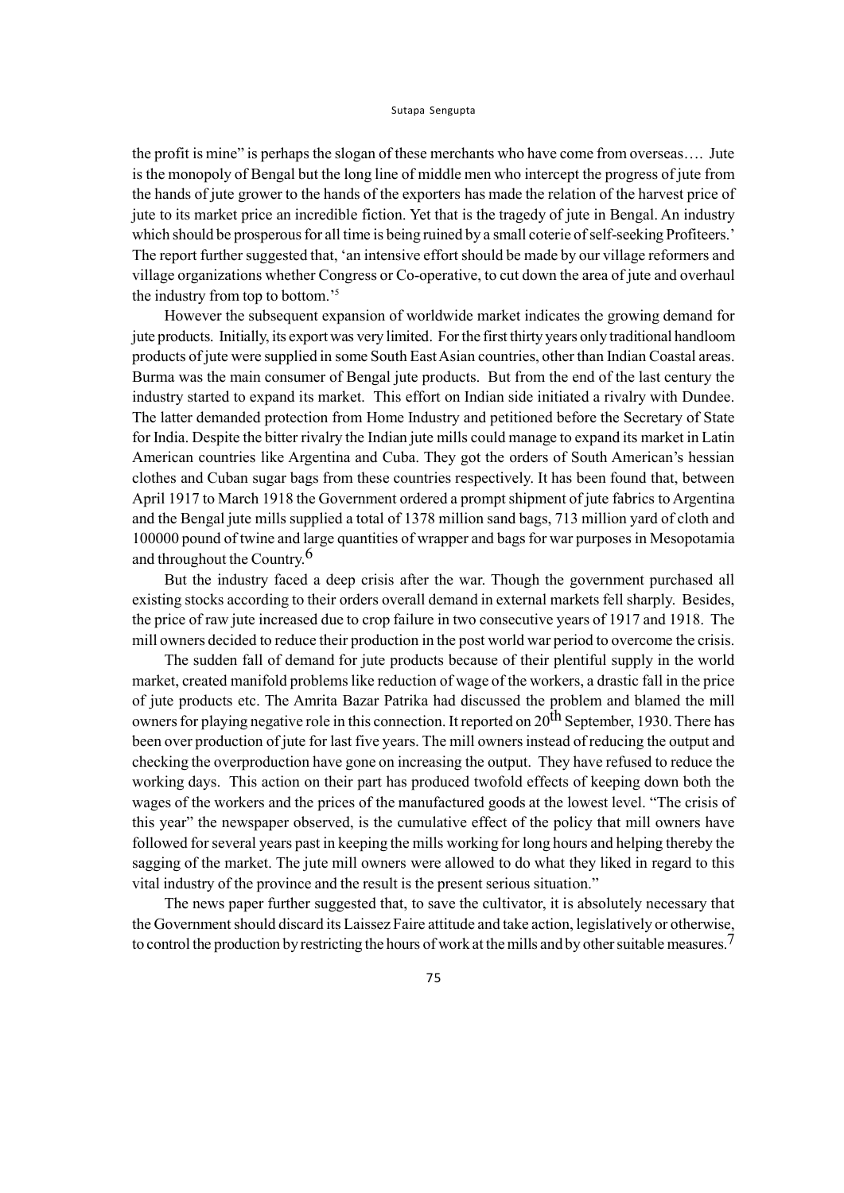the profit is mine" is perhaps the slogan of these merchants who have come from overseas…. Jute is the monopoly of Bengal but the long line of middle men who intercept the progress of jute from the hands of jute grower to the hands of the exporters has made the relation of the harvest price of jute to its market price an incredible fiction. Yet that is the tragedy of jute in Bengal. An industry which should be prosperous for all time is being ruined by a small coterie of self-seeking Profiteers.' The report further suggested that, 'an intensive effort should be made by our village reformers and village organizations whether Congress or Co-operative, to cut down the area of jute and overhaul the industry from top to bottom.'[5]

However the subsequent expansion of worldwide market indicates the growing demand for jute products. Initially, its export was very limited. For the first thirty years only traditional handloom products of jute were supplied in some South East Asian countries, other than Indian Coastal areas. Burma was the main consumer of Bengal jute products. But from the end of the last century the industry started to expand its market. This effort on Indian side initiated a rivalry with Dundee. The latter demanded protection from Home Industry and petitioned before the Secretary of State for India. Despite the bitter rivalry the Indian jute mills could manage to expand its market in Latin American countries like Argentina and Cuba. They got the orders of South American's hessian clothes and Cuban sugar bags from these countries respectively. It has been found that, between April 1917 to March 1918 the Government ordered a prompt shipment of jute fabrics to Argentina and the Bengal jute mills supplied a total of 1378 million sand bags, 713 million yard of cloth and 100000 pound of twine and large quantities of wrapper and bags for war purposes in Mesopotamia and throughout the Country.[6]

But the industry faced a deep crisis after the war. Though the government purchased all existing stocks according to their orders overall demand in external markets fell sharply. Besides, the price of raw jute increased due to crop failure in two consecutive years of 1917 and 1918. The mill owners decided to reduce their production in the post world war period to overcome the crisis.

The sudden fall of demand for jute products because of their plentiful supply in the world market, created manifold problems like reduction of wage of the workers, a drastic fall in the price of jute products etc. The Amrita Bazar Patrika had discussed the problem and blamed the mill owners for playing negative role in this connection. It reported on 20th September, 1930. There has been over production of jute for last five years. The mill owners instead of reducing the output and checking the overproduction have gone on increasing the output. They have refused to reduce the working days. This action on their part has produced twofold effects of keeping down both the wages of the workers and the prices of the manufactured goods at the lowest level. "The crisis of this year" the newspaper observed, is the cumulative effect of the policy that mill owners have followed for several years past in keeping the mills working for long hours and helping thereby the sagging of the market. The jute mill owners were allowed to do what they liked in regard to this vital industry of the province and the result is the present serious situation."

The news paper further suggested that, to save the cultivator, it is absolutely necessary that the Government should discard its Laissez Faire attitude and take action, legislatively or otherwise, to control the production by restricting the hours of work at the mills and by other suitable measures.[7]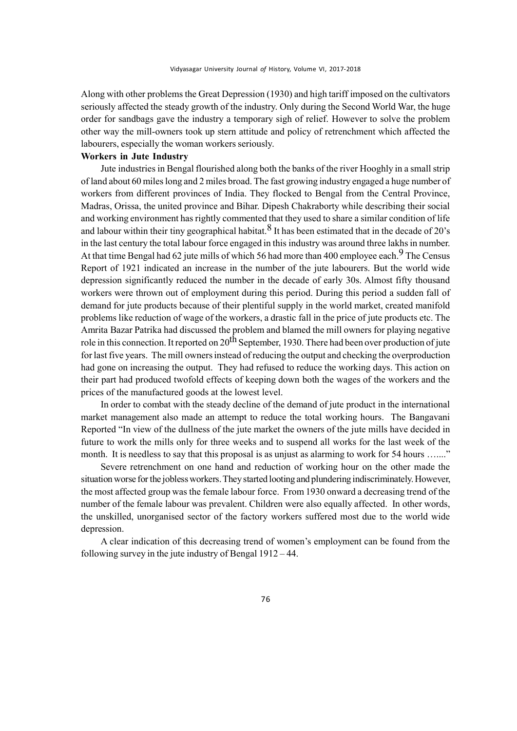Along with other problems the Great Depression (1930) and high tariff imposed on the cultivators seriously affected the steady growth of the industry. Only during the Second World War, the huge order for sandbags gave the industry a temporary sigh of relief. However to solve the problem other way the mill-owners took up stern attitude and policy of retrenchment which affected the labourers, especially the woman workers seriously.

**Workers in Jute Industry**

Jute industries in Bengal flourished along both the banks of the river Hooghly in a small strip of land about 60 miles long and 2 miles broad. The fast growing industry engaged a huge number of workers from different provinces of India. They flocked to Bengal from the Central Province, Madras, Orissa, the united province and Bihar. Dipesh Chakraborty while describing their social and working environment has rightly commented that they used to share a similar condition of life and labour within their tiny geographical habitat.[8] It has been estimated that in the decade of 20's in the last century the total labour force engaged in this industry was around three lakhs in number. At that time Bengal had 62 jute mills of which 56 had more than 400 employee each.[9] The Census Report of 1921 indicated an increase in the number of the jute labourers. But the world wide depression significantly reduced the number in the decade of early 30s. Almost fifty thousand workers were thrown out of employment during this period. During this period a sudden fall of demand for jute products because of their plentiful supply in the world market, created manifold problems like reduction of wage of the workers, a drastic fall in the price of jute products etc. The Amrita Bazar Patrika had discussed the problem and blamed the mill owners for playing negative role in this connection. It reported on 20th September, 1930. There had been over production of jute for last five years. The mill owners instead of reducing the output and checking the overproduction had gone on increasing the output. They had refused to reduce the working days. This action on their part had produced twofold effects of keeping down both the wages of the workers and the prices of the manufactured goods at the lowest level.

In order to combat with the steady decline of the demand of jute product in the international market management also made an attempt to reduce the total working hours. The Bangavani Reported "In view of the dullness of the jute market the owners of the jute mills have decided in future to work the mills only for three weeks and to suspend all works for the last week of the month. It is needless to say that this proposal is as unjust as alarming to work for 54 hours ….…"

Severe retrenchment on one hand and reduction of working hour on the other made the situation worse for the jobless workers. They started looting and plundering indiscriminately. However, the most affected group was the female labour force. From 1930 onward a decreasing trend of the number of the female labour was prevalent. Children were also equally affected. In other words, the unskilled, unorganised sector of the factory workers suffered most due to the world wide depression.

A clear indication of this decreasing trend of women's employment can be found from the following survey in the jute industry of Bengal 1912 – 44.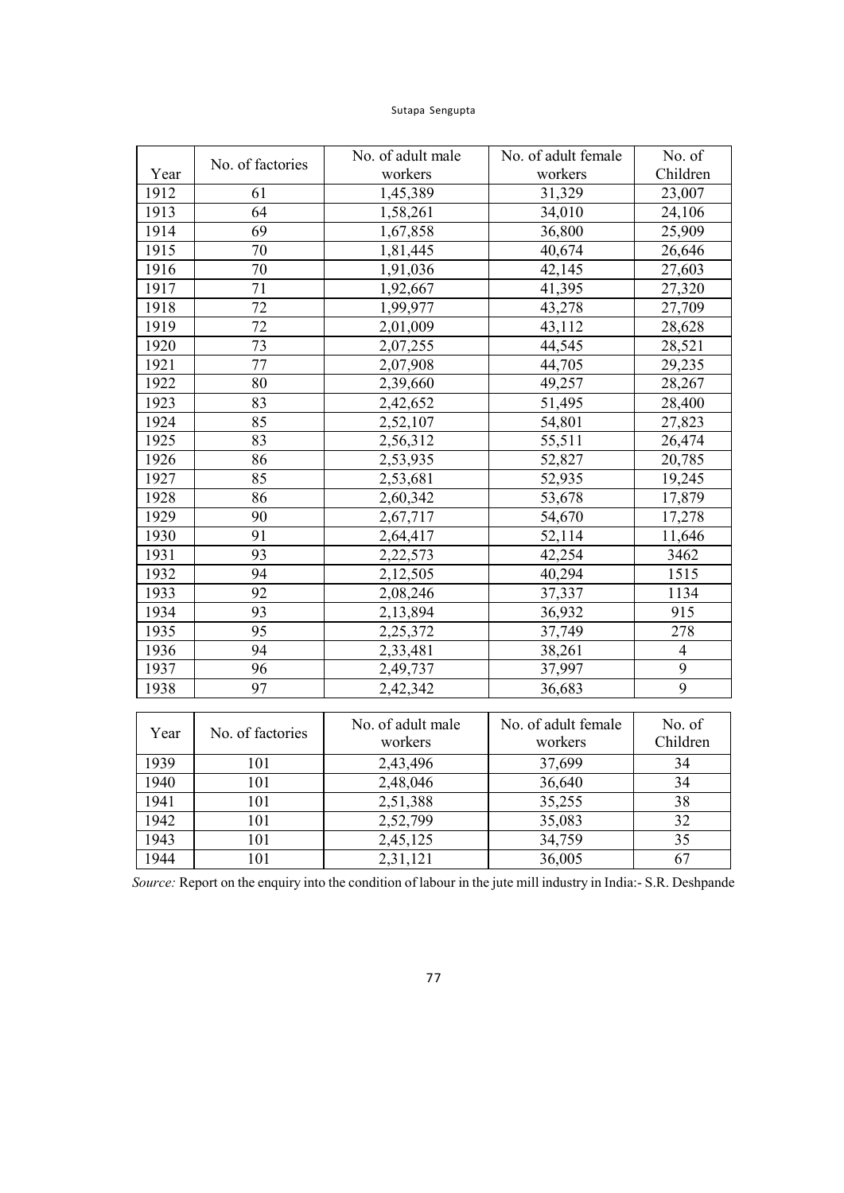| Year | No. of factories | No. of adult male workers | No. of adult female workers | No. of Children |
|---|---|---|---|---|
| 1912 | 61 | 1,45,389 | 31,329 | 23,007 |
| 1913 | 64 | 1,58,261 | 34,010 | 24,106 |
| 1914 | 69 | 1,67,858 | 36,800 | 25,909 |
| 1915 | 70 | 1,81,445 | 40,674 | 26,646 |
| 1916 | 70 | 1,91,036 | 42,145 | 27,603 |
| 1917 | 71 | 1,92,667 | 41,395 | 27,320 |
| 1918 | 72 | 1,99,977 | 43,278 | 27,709 |
| 1919 | 72 | 2,01,009 | 43,112 | 28,628 |
| 1920 | 73 | 2,07,255 | 44,545 | 28,521 |
| 1921 | 77 | 2,07,908 | 44,705 | 29,235 |
| 1922 | 80 | 2,39,660 | 49,257 | 28,267 |
| 1923 | 83 | 2,42,652 | 51,495 | 28,400 |
| 1924 | 85 | 2,52,107 | 54,801 | 27,823 |
| 1925 | 83 | 2,56,312 | 55,511 | 26,474 |
| 1926 | 86 | 2,53,935 | 52,827 | 20,785 |
| 1927 | 85 | 2,53,681 | 52,935 | 19,245 |
| 1928 | 86 | 2,60,342 | 53,678 | 17,879 |
| 1929 | 90 | 2,67,717 | 54,670 | 17,278 |
| 1930 | 91 | 2,64,417 | 52,114 | 11,646 |
| 1931 | 93 | 2,22,573 | 42,254 | 3462 |
| 1932 | 94 | 2,12,505 | 40,294 | 1515 |
| 1933 | 92 | 2,08,246 | 37,337 | 1134 |
| 1934 | 93 | 2,13,894 | 36,932 | 915 |
| 1935 | 95 | 2,25,372 | 37,749 | 278 |
| 1936 | 94 | 2,33,481 | 38,261 | 4 |
| 1937 | 96 | 2,49,737 | 37,997 | 9 |
| 1938 | 97 | 2,42,342 | 36,683 | 9 |
| 1939 | 101 | 2,43,496 | 37,699 | 34 |
| 1940 | 101 | 2,48,046 | 36,640 | 34 |
| 1941 | 101 | 2,51,388 | 35,255 | 38 |
| 1942 | 101 | 2,52,799 | 35,083 | 32 |
| 1943 | 101 | 2,45,125 | 34,759 | 35 |
| 1944 | 101 | 2,31,121 | 36,005 | 67 |

*Source:* Report on the enquiry into the condition of labour in the jute mill industry in India:- S.R. Deshpande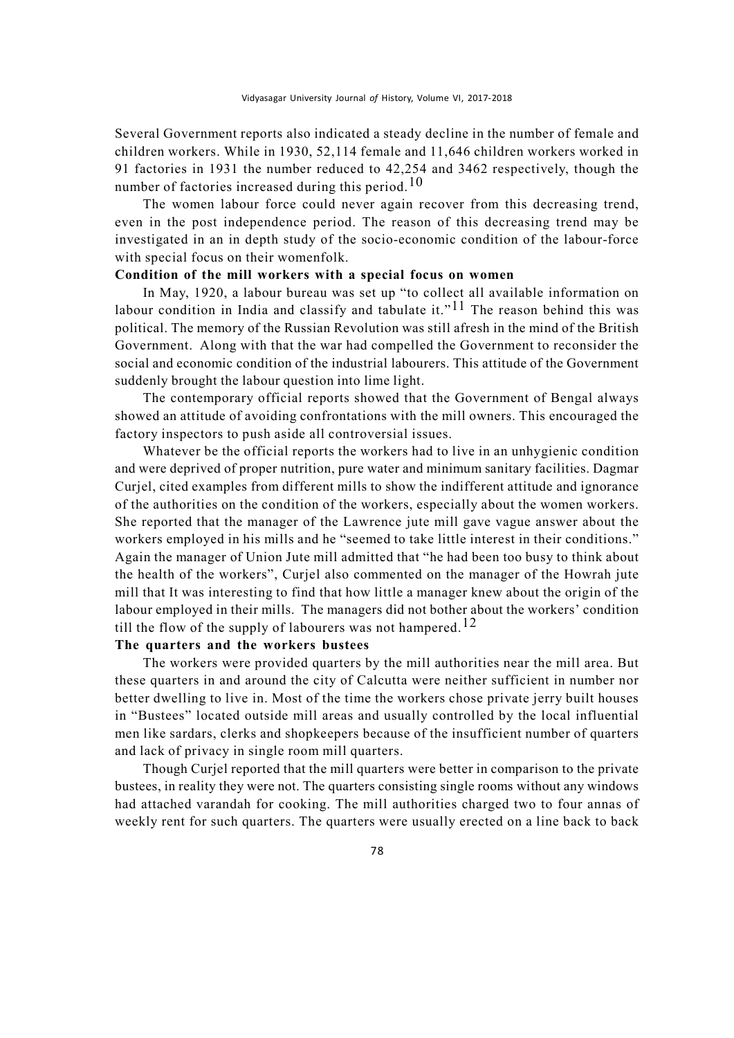Several Government reports also indicated a steady decline in the number of female and children workers. While in 1930, 52,114 female and 11,646 children workers worked in 91 factories in 1931 the number reduced to 42,254 and 3462 respectively, though the number of factories increased during this period.[10]

The women labour force could never again recover from this decreasing trend, even in the post independence period. The reason of this decreasing trend may be investigated in an in depth study of the socio-economic condition of the labour-force with special focus on their womenfolk.

**Condition of the mill workers with a special focus on women**

In May, 1920, a labour bureau was set up "to collect all available information on labour condition in India and classify and tabulate it."[11] The reason behind this was political. The memory of the Russian Revolution was still afresh in the mind of the British Government. Along with that the war had compelled the Government to reconsider the social and economic condition of the industrial labourers. This attitude of the Government suddenly brought the labour question into lime light.

The contemporary official reports showed that the Government of Bengal always showed an attitude of avoiding confrontations with the mill owners. This encouraged the factory inspectors to push aside all controversial issues.

Whatever be the official reports the workers had to live in an unhygienic condition and were deprived of proper nutrition, pure water and minimum sanitary facilities. Dagmar Curjel, cited examples from different mills to show the indifferent attitude and ignorance of the authorities on the condition of the workers, especially about the women workers. She reported that the manager of the Lawrence jute mill gave vague answer about the workers employed in his mills and he "seemed to take little interest in their conditions." Again the manager of Union Jute mill admitted that "he had been too busy to think about the health of the workers", Curjel also commented on the manager of the Howrah jute mill that It was interesting to find that how little a manager knew about the origin of the labour employed in their mills. The managers did not bother about the workers' condition till the flow of the supply of labourers was not hampered.[12]

**The quarters and the workers bustees**

The workers were provided quarters by the mill authorities near the mill area. But these quarters in and around the city of Calcutta were neither sufficient in number nor better dwelling to live in. Most of the time the workers chose private jerry built houses in "Bustees" located outside mill areas and usually controlled by the local influential men like sardars, clerks and shopkeepers because of the insufficient number of quarters and lack of privacy in single room mill quarters.

Though Curjel reported that the mill quarters were better in comparison to the private bustees, in reality they were not. The quarters consisting single rooms without any windows had attached varandah for cooking. The mill authorities charged two to four annas of weekly rent for such quarters. The quarters were usually erected on a line back to back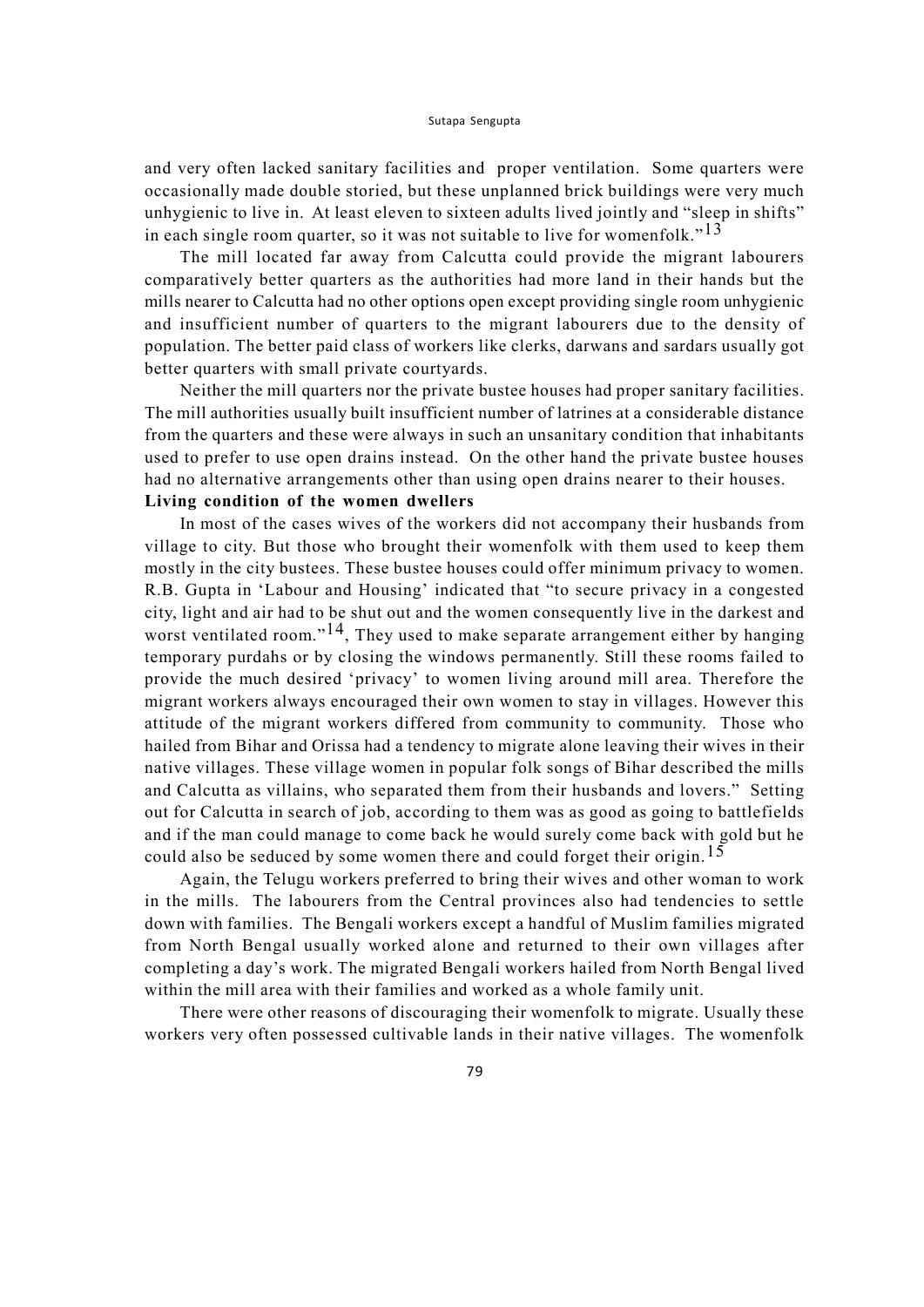and very often lacked sanitary facilities and proper ventilation. Some quarters were occasionally made double storied, but these unplanned brick buildings were very much unhygienic to live in. At least eleven to sixteen adults lived jointly and "sleep in shifts" in each single room quarter, so it was not suitable to live for womenfolk."[13]

The mill located far away from Calcutta could provide the migrant labourers comparatively better quarters as the authorities had more land in their hands but the mills nearer to Calcutta had no other options open except providing single room unhygienic and insufficient number of quarters to the migrant labourers due to the density of population. The better paid class of workers like clerks, darwans and sardars usually got better quarters with small private courtyards.

Neither the mill quarters nor the private bustee houses had proper sanitary facilities. The mill authorities usually built insufficient number of latrines at a considerable distance from the quarters and these were always in such an unsanitary condition that inhabitants used to prefer to use open drains instead. On the other hand the private bustee houses had no alternative arrangements other than using open drains nearer to their houses.

**Living condition of the women dwellers**

In most of the cases wives of the workers did not accompany their husbands from village to city. But those who brought their womenfolk with them used to keep them mostly in the city bustees. These bustee houses could offer minimum privacy to women. R.B. Gupta in 'Labour and Housing' indicated that "to secure privacy in a congested city, light and air had to be shut out and the women consequently live in the darkest and worst ventilated room."[14], They used to make separate arrangement either by hanging temporary purdahs or by closing the windows permanently. Still these rooms failed to provide the much desired 'privacy' to women living around mill area. Therefore the migrant workers always encouraged their own women to stay in villages. However this attitude of the migrant workers differed from community to community. Those who hailed from Bihar and Orissa had a tendency to migrate alone leaving their wives in their native villages. These village women in popular folk songs of Bihar described the mills and Calcutta as villains, who separated them from their husbands and lovers." Setting out for Calcutta in search of job, according to them was as good as going to battlefields and if the man could manage to come back he would surely come back with gold but he could also be seduced by some women there and could forget their origin.[15]

Again, the Telugu workers preferred to bring their wives and other woman to work in the mills. The labourers from the Central provinces also had tendencies to settle down with families. The Bengali workers except a handful of Muslim families migrated from North Bengal usually worked alone and returned to their own villages after completing a day's work. The migrated Bengali workers hailed from North Bengal lived within the mill area with their families and worked as a whole family unit.

There were other reasons of discouraging their womenfolk to migrate. Usually these workers very often possessed cultivable lands in their native villages. The womenfolk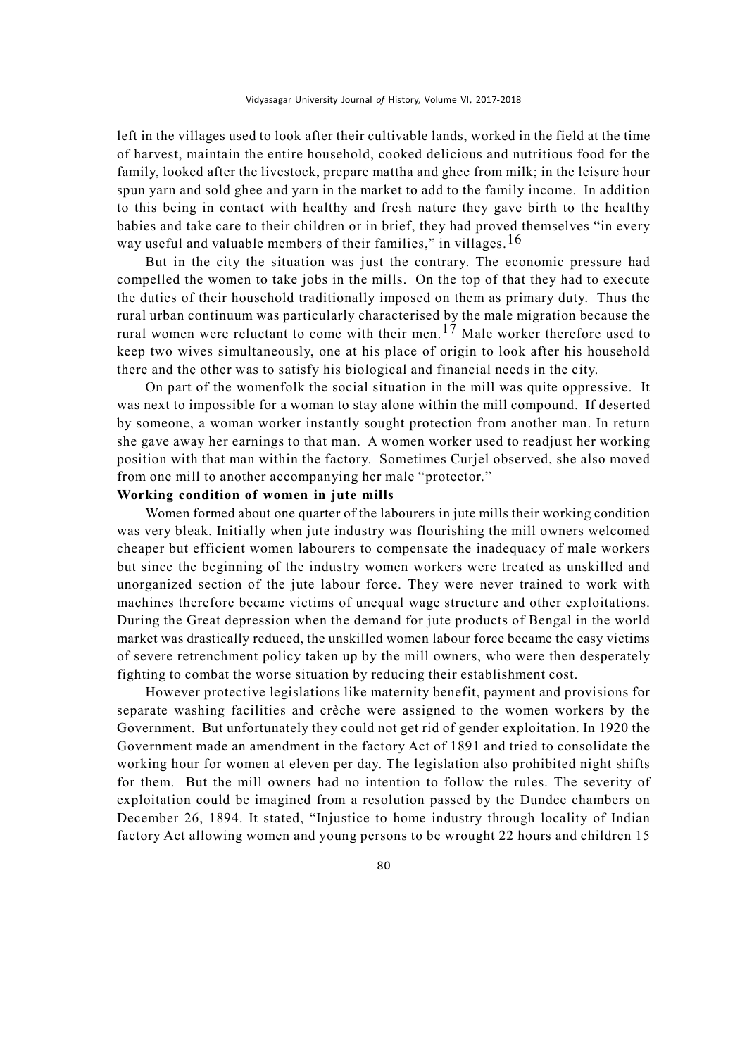left in the villages used to look after their cultivable lands, worked in the field at the time of harvest, maintain the entire household, cooked delicious and nutritious food for the family, looked after the livestock, prepare mattha and ghee from milk; in the leisure hour spun yarn and sold ghee and yarn in the market to add to the family income. In addition to this being in contact with healthy and fresh nature they gave birth to the healthy babies and take care to their children or in brief, they had proved themselves "in every way useful and valuable members of their families," in villages.[16]

But in the city the situation was just the contrary. The economic pressure had compelled the women to take jobs in the mills. On the top of that they had to execute the duties of their household traditionally imposed on them as primary duty. Thus the rural urban continuum was particularly characterised by the male migration because the rural women were reluctant to come with their men.[17] Male worker therefore used to keep two wives simultaneously, one at his place of origin to look after his household there and the other was to satisfy his biological and financial needs in the city.

On part of the womenfolk the social situation in the mill was quite oppressive. It was next to impossible for a woman to stay alone within the mill compound. If deserted by someone, a woman worker instantly sought protection from another man. In return she gave away her earnings to that man. A women worker used to readjust her working position with that man within the factory. Sometimes Curjel observed, she also moved from one mill to another accompanying her male "protector."

**Working condition of women in jute mills**

Women formed about one quarter of the labourers in jute mills their working condition was very bleak. Initially when jute industry was flourishing the mill owners welcomed cheaper but efficient women labourers to compensate the inadequacy of male workers but since the beginning of the industry women workers were treated as unskilled and unorganized section of the jute labour force. They were never trained to work with machines therefore became victims of unequal wage structure and other exploitations. During the Great depression when the demand for jute products of Bengal in the world market was drastically reduced, the unskilled women labour force became the easy victims of severe retrenchment policy taken up by the mill owners, who were then desperately fighting to combat the worse situation by reducing their establishment cost.

However protective legislations like maternity benefit, payment and provisions for separate washing facilities and crèche were assigned to the women workers by the Government. But unfortunately they could not get rid of gender exploitation. In 1920 the Government made an amendment in the factory Act of 1891 and tried to consolidate the working hour for women at eleven per day. The legislation also prohibited night shifts for them. But the mill owners had no intention to follow the rules. The severity of exploitation could be imagined from a resolution passed by the Dundee chambers on December 26, 1894. It stated, "Injustice to home industry through locality of Indian factory Act allowing women and young persons to be wrought 22 hours and children 15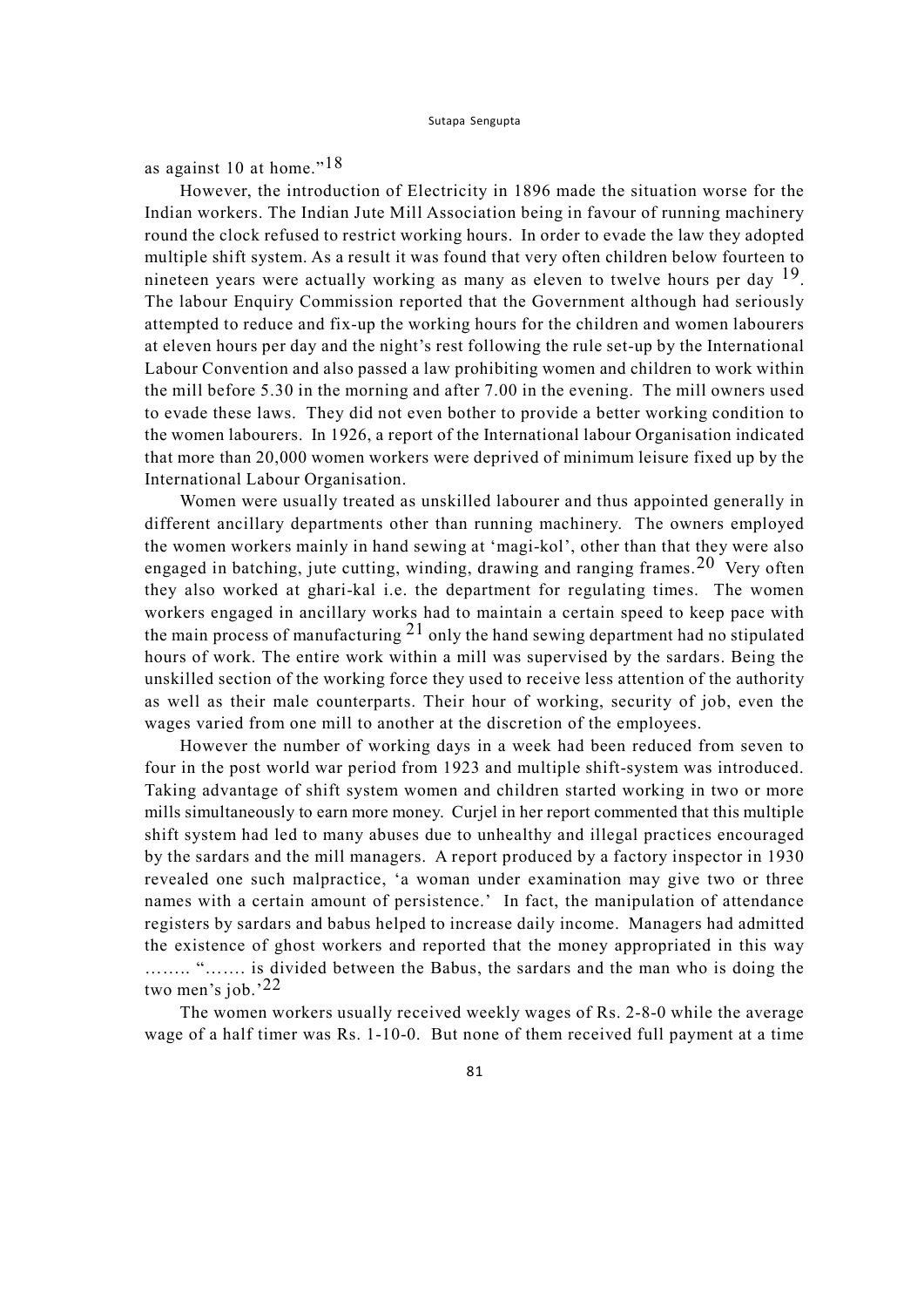as against 10 at home."[18]

However, the introduction of Electricity in 1896 made the situation worse for the Indian workers. The Indian Jute Mill Association being in favour of running machinery round the clock refused to restrict working hours. In order to evade the law they adopted multiple shift system. As a result it was found that very often children below fourteen to nineteen years were actually working as many as eleven to twelve hours per day [19]. The labour Enquiry Commission reported that the Government although had seriously attempted to reduce and fix-up the working hours for the children and women labourers at eleven hours per day and the night's rest following the rule set-up by the International Labour Convention and also passed a law prohibiting women and children to work within the mill before 5.30 in the morning and after 7.00 in the evening. The mill owners used to evade these laws. They did not even bother to provide a better working condition to the women labourers. In 1926, a report of the International labour Organisation indicated that more than 20,000 women workers were deprived of minimum leisure fixed up by the International Labour Organisation.

Women were usually treated as unskilled labourer and thus appointed generally in different ancillary departments other than running machinery. The owners employed the women workers mainly in hand sewing at 'magi-kol', other than that they were also engaged in batching, jute cutting, winding, drawing and ranging frames.[20] Very often they also worked at ghari-kal i.e. the department for regulating times. The women workers engaged in ancillary works had to maintain a certain speed to keep pace with the main process of manufacturing [21] only the hand sewing department had no stipulated hours of work. The entire work within a mill was supervised by the sardars. Being the unskilled section of the working force they used to receive less attention of the authority as well as their male counterparts. Their hour of working, security of job, even the wages varied from one mill to another at the discretion of the employees.

However the number of working days in a week had been reduced from seven to four in the post world war period from 1923 and multiple shift-system was introduced. Taking advantage of shift system women and children started working in two or more mills simultaneously to earn more money. Curjel in her report commented that this multiple shift system had led to many abuses due to unhealthy and illegal practices encouraged by the sardars and the mill managers. A report produced by a factory inspector in 1930 revealed one such malpractice, 'a woman under examination may give two or three names with a certain amount of persistence.' In fact, the manipulation of attendance registers by sardars and babus helped to increase daily income. Managers had admitted the existence of ghost workers and reported that the money appropriated in this way …….. "……. is divided between the Babus, the sardars and the man who is doing the two men's job.'[22]

The women workers usually received weekly wages of Rs. 2-8-0 while the average wage of a half timer was Rs. 1-10-0. But none of them received full payment at a time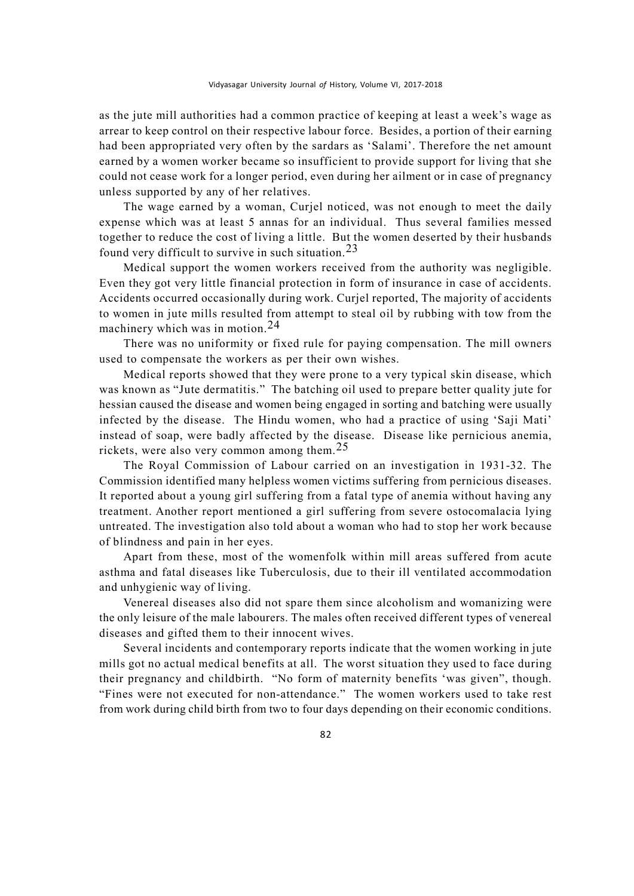as the jute mill authorities had a common practice of keeping at least a week's wage as arrear to keep control on their respective labour force. Besides, a portion of their earning had been appropriated very often by the sardars as 'Salami'. Therefore the net amount earned by a women worker became so insufficient to provide support for living that she could not cease work for a longer period, even during her ailment or in case of pregnancy unless supported by any of her relatives.

The wage earned by a woman, Curjel noticed, was not enough to meet the daily expense which was at least 5 annas for an individual. Thus several families messed together to reduce the cost of living a little. But the women deserted by their husbands found very difficult to survive in such situation.[23]

Medical support the women workers received from the authority was negligible. Even they got very little financial protection in form of insurance in case of accidents. Accidents occurred occasionally during work. Curjel reported, The majority of accidents to women in jute mills resulted from attempt to steal oil by rubbing with tow from the machinery which was in motion.[24]

There was no uniformity or fixed rule for paying compensation. The mill owners used to compensate the workers as per their own wishes.

Medical reports showed that they were prone to a very typical skin disease, which was known as "Jute dermatitis." The batching oil used to prepare better quality jute for hessian caused the disease and women being engaged in sorting and batching were usually infected by the disease. The Hindu women, who had a practice of using 'Saji Mati' instead of soap, were badly affected by the disease. Disease like pernicious anemia, rickets, were also very common among them.[25]

The Royal Commission of Labour carried on an investigation in 1931-32. The Commission identified many helpless women victims suffering from pernicious diseases. It reported about a young girl suffering from a fatal type of anemia without having any treatment. Another report mentioned a girl suffering from severe ostocomalacia lying untreated. The investigation also told about a woman who had to stop her work because of blindness and pain in her eyes.

Apart from these, most of the womenfolk within mill areas suffered from acute asthma and fatal diseases like Tuberculosis, due to their ill ventilated accommodation and unhygienic way of living.

Venereal diseases also did not spare them since alcoholism and womanizing were the only leisure of the male labourers. The males often received different types of venereal diseases and gifted them to their innocent wives.

Several incidents and contemporary reports indicate that the women working in jute mills got no actual medical benefits at all. The worst situation they used to face during their pregnancy and childbirth. "No form of maternity benefits 'was given", though. "Fines were not executed for non-attendance." The women workers used to take rest from work during child birth from two to four days depending on their economic conditions.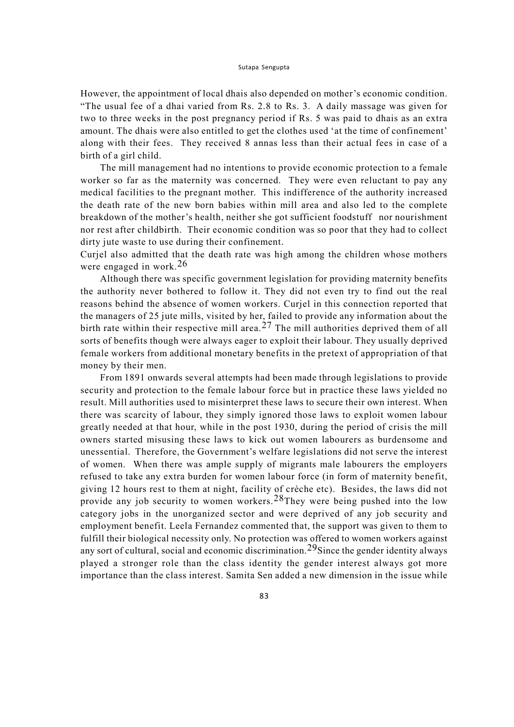However, the appointment of local dhais also depended on mother's economic condition. "The usual fee of a dhai varied from Rs. 2.8 to Rs. 3. A daily massage was given for two to three weeks in the post pregnancy period if Rs. 5 was paid to dhais as an extra amount. The dhais were also entitled to get the clothes used 'at the time of confinement' along with their fees. They received 8 annas less than their actual fees in case of a birth of a girl child.

The mill management had no intentions to provide economic protection to a female worker so far as the maternity was concerned. They were even reluctant to pay any medical facilities to the pregnant mother. This indifference of the authority increased the death rate of the new born babies within mill area and also led to the complete breakdown of the mother's health, neither she got sufficient foodstuff nor nourishment nor rest after childbirth. Their economic condition was so poor that they had to collect dirty jute waste to use during their confinement.

Curjel also admitted that the death rate was high among the children whose mothers were engaged in work.[26]

Although there was specific government legislation for providing maternity benefits the authority never bothered to follow it. They did not even try to find out the real reasons behind the absence of women workers. Curjel in this connection reported that the managers of 25 jute mills, visited by her, failed to provide any information about the birth rate within their respective mill area.[27] The mill authorities deprived them of all sorts of benefits though were always eager to exploit their labour. They usually deprived female workers from additional monetary benefits in the pretext of appropriation of that money by their men.

From 1891 onwards several attempts had been made through legislations to provide security and protection to the female labour force but in practice these laws yielded no result. Mill authorities used to misinterpret these laws to secure their own interest. When there was scarcity of labour, they simply ignored those laws to exploit women labour greatly needed at that hour, while in the post 1930, during the period of crisis the mill owners started misusing these laws to kick out women labourers as burdensome and unessential. Therefore, the Government's welfare legislations did not serve the interest of women. When there was ample supply of migrants male labourers the employers refused to take any extra burden for women labour force (in form of maternity benefit, giving 12 hours rest to them at night, facility of crèche etc). Besides, the laws did not provide any job security to women workers.[28]They were being pushed into the low category jobs in the unorganized sector and were deprived of any job security and employment benefit. Leela Fernandez commented that, the support was given to them to fulfill their biological necessity only. No protection was offered to women workers against any sort of cultural, social and economic discrimination.[29]Since the gender identity always played a stronger role than the class identity the gender interest always got more importance than the class interest. Samita Sen added a new dimension in the issue while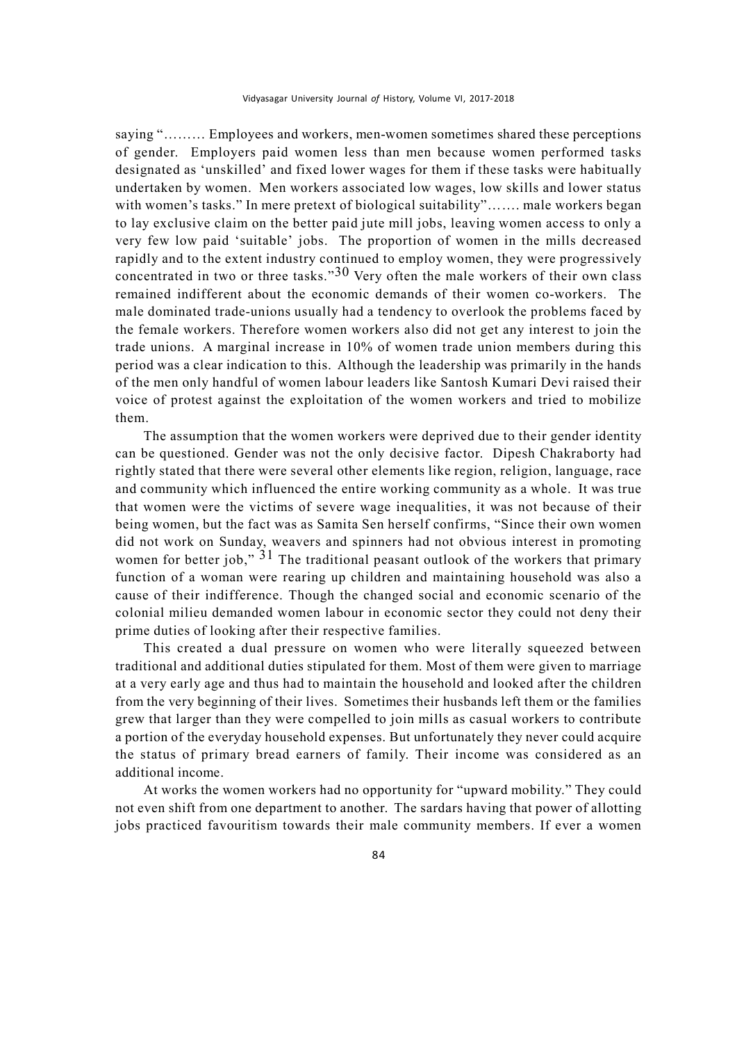saying "……… Employees and workers, men-women sometimes shared these perceptions of gender. Employers paid women less than men because women performed tasks designated as 'unskilled' and fixed lower wages for them if these tasks were habitually undertaken by women. Men workers associated low wages, low skills and lower status with women's tasks." In mere pretext of biological suitability"……. male workers began to lay exclusive claim on the better paid jute mill jobs, leaving women access to only a very few low paid 'suitable' jobs. The proportion of women in the mills decreased rapidly and to the extent industry continued to employ women, they were progressively concentrated in two or three tasks."[30] Very often the male workers of their own class remained indifferent about the economic demands of their women co-workers. The male dominated trade-unions usually had a tendency to overlook the problems faced by the female workers. Therefore women workers also did not get any interest to join the trade unions. A marginal increase in 10% of women trade union members during this period was a clear indication to this. Although the leadership was primarily in the hands of the men only handful of women labour leaders like Santosh Kumari Devi raised their voice of protest against the exploitation of the women workers and tried to mobilize them.

The assumption that the women workers were deprived due to their gender identity can be questioned. Gender was not the only decisive factor. Dipesh Chakraborty had rightly stated that there were several other elements like region, religion, language, race and community which influenced the entire working community as a whole. It was true that women were the victims of severe wage inequalities, it was not because of their being women, but the fact was as Samita Sen herself confirms, "Since their own women did not work on Sunday, weavers and spinners had not obvious interest in promoting women for better job," [31] The traditional peasant outlook of the workers that primary function of a woman were rearing up children and maintaining household was also a cause of their indifference. Though the changed social and economic scenario of the colonial milieu demanded women labour in economic sector they could not deny their prime duties of looking after their respective families.

This created a dual pressure on women who were literally squeezed between traditional and additional duties stipulated for them. Most of them were given to marriage at a very early age and thus had to maintain the household and looked after the children from the very beginning of their lives. Sometimes their husbands left them or the families grew that larger than they were compelled to join mills as casual workers to contribute a portion of the everyday household expenses. But unfortunately they never could acquire the status of primary bread earners of family. Their income was considered as an additional income.

At works the women workers had no opportunity for "upward mobility." They could not even shift from one department to another. The sardars having that power of allotting jobs practiced favouritism towards their male community members. If ever a women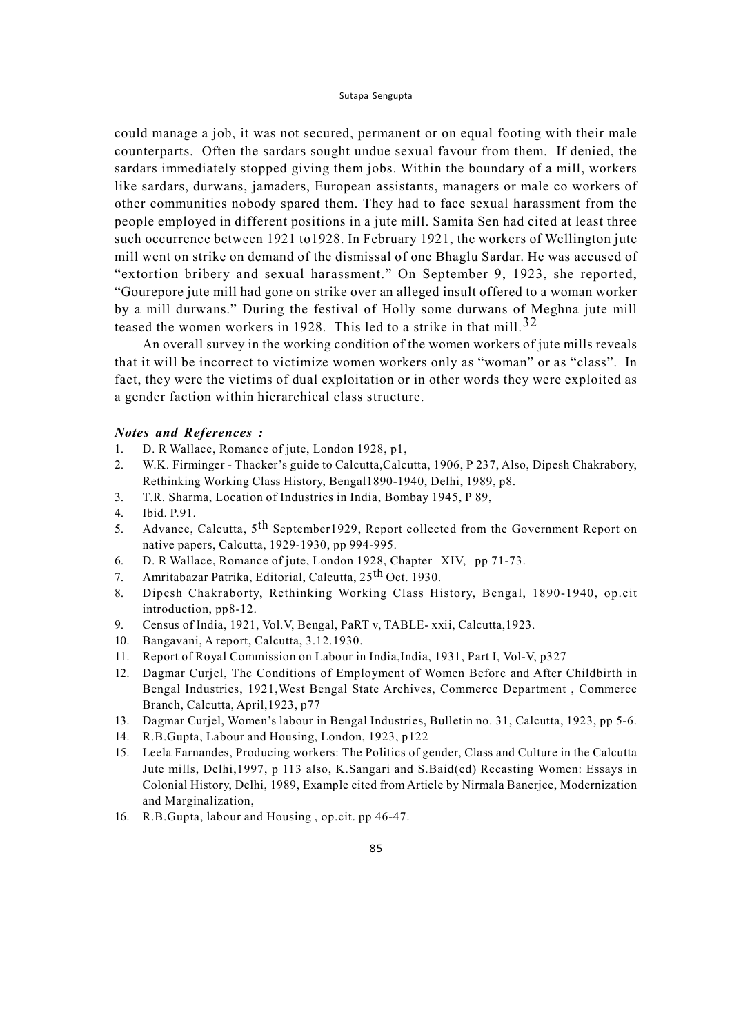could manage a job, it was not secured, permanent or on equal footing with their male counterparts. Often the sardars sought undue sexual favour from them. If denied, the sardars immediately stopped giving them jobs. Within the boundary of a mill, workers like sardars, durwans, jamaders, European assistants, managers or male co workers of other communities nobody spared them. They had to face sexual harassment from the people employed in different positions in a jute mill. Samita Sen had cited at least three such occurrence between 1921 to1928. In February 1921, the workers of Wellington jute mill went on strike on demand of the dismissal of one Bhaglu Sardar. He was accused of "extortion bribery and sexual harassment." On September 9, 1923, she reported, "Gourepore jute mill had gone on strike over an alleged insult offered to a woman worker by a mill durwans." During the festival of Holly some durwans of Meghna jute mill teased the women workers in 1928. This led to a strike in that mill.[32]

An overall survey in the working condition of the women workers of jute mills reveals that it will be incorrect to victimize women workers only as "woman" or as "class". In fact, they were the victims of dual exploitation or in other words they were exploited as a gender faction within hierarchical class structure.

### *Notes and References :*

1. D. R Wallace, Romance of jute, London 1928, p1,
2. W.K. Firminger - Thacker's guide to Calcutta,Calcutta, 1906, P 237, Also, Dipesh Chakrabory, Rethinking Working Class History, Bengal1890-1940, Delhi, 1989, p8.
3. T.R. Sharma, Location of Industries in India, Bombay 1945, P 89,
4. Ibid. P.91.
5. Advance, Calcutta, 5th September1929, Report collected from the Government Report on native papers, Calcutta, 1929-1930, pp 994-995.
6. D. R Wallace, Romance of jute, London 1928, Chapter XIV, pp 71-73.
7. Amritabazar Patrika, Editorial, Calcutta, 25th Oct. 1930.
8. Dipesh Chakraborty, Rethinking Working Class History, Bengal, 1890-1940, op.cit introduction, pp8-12.
9. Census of India, 1921, Vol.V, Bengal, PaRT v, TABLE- xxii, Calcutta,1923.
10. Bangavani, A report, Calcutta, 3.12.1930.
11. Report of Royal Commission on Labour in India,India, 1931, Part I, Vol-V, p327
12. Dagmar Curjel, The Conditions of Employment of Women Before and After Childbirth in Bengal Industries, 1921,West Bengal State Archives, Commerce Department , Commerce Branch, Calcutta, April,1923, p77
13. Dagmar Curjel, Women's labour in Bengal Industries, Bulletin no. 31, Calcutta, 1923, pp 5-6.
14. R.B.Gupta, Labour and Housing, London, 1923, p122
15. Leela Farnandes, Producing workers: The Politics of gender, Class and Culture in the Calcutta Jute mills, Delhi,1997, p 113 also, K.Sangari and S.Baid(ed) Recasting Women: Essays in Colonial History, Delhi, 1989, Example cited from Article by Nirmala Banerjee, Modernization and Marginalization,
16. R.B.Gupta, labour and Housing , op.cit. pp 46-47.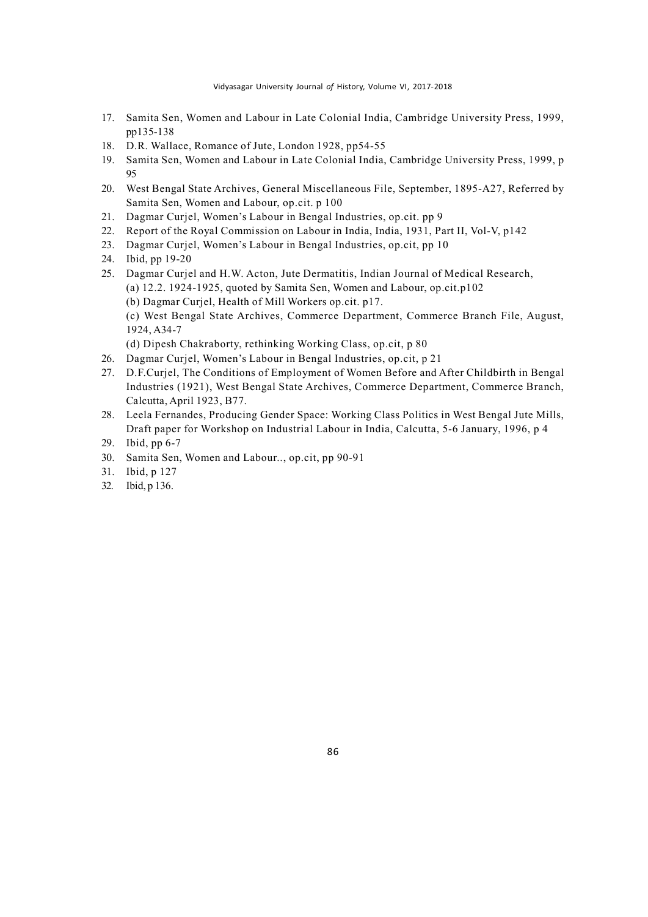17. Samita Sen, Women and Labour in Late Colonial India, Cambridge University Press, 1999, pp135-138
18. D.R. Wallace, Romance of Jute, London 1928, pp54-55
19. Samita Sen, Women and Labour in Late Colonial India, Cambridge University Press, 1999, p 95
20. West Bengal State Archives, General Miscellaneous File, September, 1895-A27, Referred by Samita Sen, Women and Labour, op.cit. p 100
21. Dagmar Curjel, Women's Labour in Bengal Industries, op.cit. pp 9
22. Report of the Royal Commission on Labour in India, India, 1931, Part II, Vol-V, p142
23. Dagmar Curjel, Women's Labour in Bengal Industries, op.cit, pp 10
24. Ibid, pp 19-20
25. Dagmar Curjel and H.W. Acton, Jute Dermatitis, Indian Journal of Medical Research,
    (a) 12.2. 1924-1925, quoted by Samita Sen, Women and Labour, op.cit.p102
    (b) Dagmar Curjel, Health of Mill Workers op.cit. p17.
    (c) West Bengal State Archives, Commerce Department, Commerce Branch File, August, 1924, A34-7
    (d) Dipesh Chakraborty, rethinking Working Class, op.cit, p 80
26. Dagmar Curjel, Women's Labour in Bengal Industries, op.cit, p 21
27. D.F.Curjel, The Conditions of Employment of Women Before and After Childbirth in Bengal Industries (1921), West Bengal State Archives, Commerce Department, Commerce Branch, Calcutta, April 1923, B77.
28. Leela Fernandes, Producing Gender Space: Working Class Politics in West Bengal Jute Mills, Draft paper for Workshop on Industrial Labour in India, Calcutta, 5-6 January, 1996, p 4
29. Ibid, pp 6-7
30. Samita Sen, Women and Labour.., op.cit, pp 90-91
31. Ibid, p 127
32. Ibid, p 136.